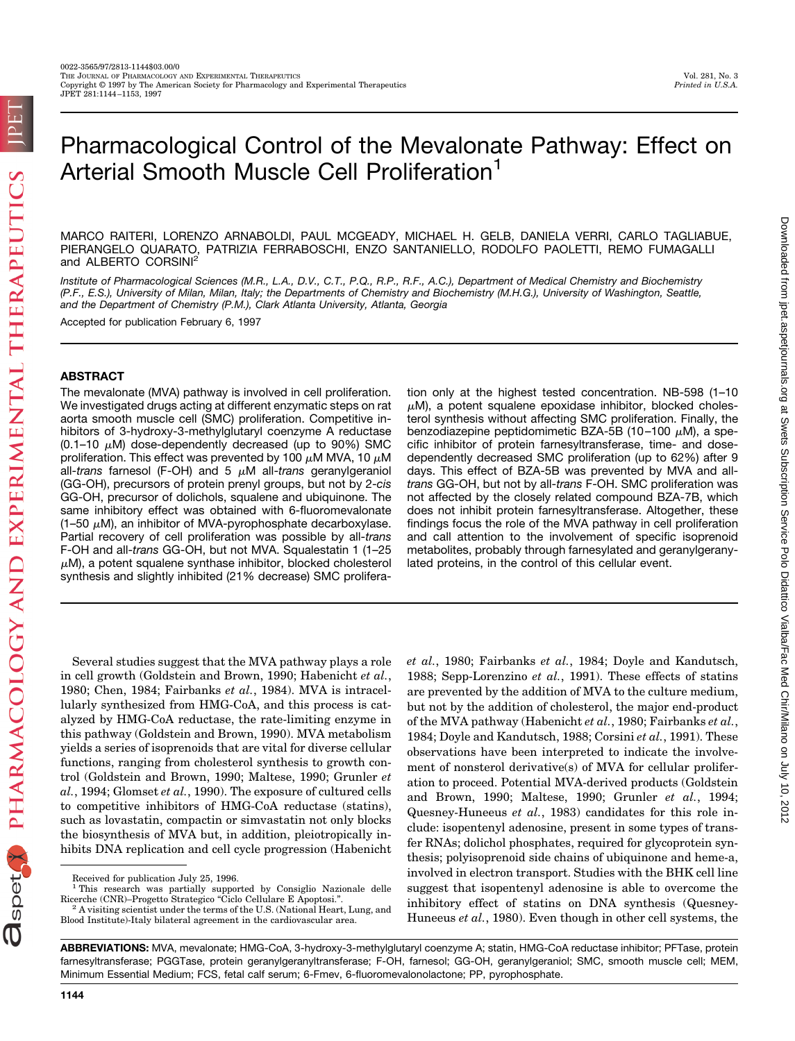# Pharmacological Control of the Mevalonate Pathway: Effect on Arterial Smooth Muscle Cell Proliferation[1]

MARCO RAITERI, LORENZO ARNABOLDI, PAUL MCGEADY, MICHAEL H. GELB, DANIELA VERRI, CARLO TAGLIABUE, PIERANGELO QUARATO, PATRIZIA FERRABOSCHI, ENZO SANTANIELLO, RODOLFO PAOLETTI, REMO FUMAGALLI and ALBERTO CORSINI[2]

*Institute of Pharmacological Sciences (M.R., L.A., D.V., C.T., P.Q., R.P., R.F., A.C.), Department of Medical Chemistry and Biochemistry (P.F., E.S.), University of Milan, Milan, Italy; the Departments of Chemistry and Biochemistry (M.H.G.), University of Washington, Seattle, and the Department of Chemistry (P.M.), Clark Atlanta University, Atlanta, Georgia*

Accepted for publication February 6, 1997

## ABSTRACT

The mevalonate (MVA) pathway is involved in cell proliferation. We investigated drugs acting at different enzymatic steps on rat aorta smooth muscle cell (SMC) proliferation. Competitive inhibitors of 3-hydroxy-3-methylglutaryl coenzyme A reductase (0.1–10 μM) dose-dependently decreased (up to 90%) SMC proliferation. This effect was prevented by 100 μM MVA, 10 μM all-*trans* farnesol (F-OH) and 5 μM all-*trans* geranylgeraniol (GG-OH), precursors of protein prenyl groups, but not by 2-*cis* GG-OH, precursor of dolichols, squalene and ubiquinone. The same inhibitory effect was obtained with 6-fluoromevalonate (1–50 μM), an inhibitor of MVA-pyrophosphate decarboxylase. Partial recovery of cell proliferation was possible by all-*trans* F-OH and all-*trans* GG-OH, but not MVA. Squalestatin 1 (1–25 μM), a potent squalene synthase inhibitor, blocked cholesterol synthesis and slightly inhibited (21% decrease) SMC proliferation only at the highest tested concentration. NB-598 (1–10 μM), a potent squalene epoxidase inhibitor, blocked cholesterol synthesis without affecting SMC proliferation. Finally, the benzodiazepine peptidomimetic BZA-5B (10–100 μM), a specific inhibitor of protein farnesyltransferase, time- and dose-dependently decreased SMC proliferation (up to 62%) after 9 days. This effect of BZA-5B was prevented by MVA and all-*trans* GG-OH, but not by all-*trans* F-OH. SMC proliferation was not affected by the closely related compound BZA-7B, which does not inhibit protein farnesyltransferase. Altogether, these findings focus the role of the MVA pathway in cell proliferation and call attention to the involvement of specific isoprenoid metabolites, probably through farnesylated and geranylgeranylated proteins, in the control of this cellular event.

Several studies suggest that the MVA pathway plays a role in cell growth (Goldstein and Brown, 1990; Habenicht *et al.*, 1980; Chen, 1984; Fairbanks *et al.*, 1984). MVA is intracellularly synthesized from HMG-CoA, and this process is catalyzed by HMG-CoA reductase, the rate-limiting enzyme in this pathway (Goldstein and Brown, 1990). MVA metabolism yields a series of isoprenoids that are vital for diverse cellular functions, ranging from cholesterol synthesis to growth control (Goldstein and Brown, 1990; Maltese, 1990; Grunler *et al.*, 1994; Glomset *et al.*, 1990). The exposure of cultured cells to competitive inhibitors of HMG-CoA reductase (statins), such as lovastatin, compactin or simvastatin not only blocks the biosynthesis of MVA but, in addition, pleiotropically inhibits DNA replication and cell cycle progression (Habenicht *et al.*, 1980; Fairbanks *et al.*, 1984; Doyle and Kandutsch, 1988; Sepp-Lorenzino *et al.*, 1991). These effects of statins are prevented by the addition of MVA to the culture medium, but not by the addition of cholesterol, the major end-product of the MVA pathway (Habenicht *et al.*, 1980; Fairbanks *et al.*, 1984; Doyle and Kandutsch, 1988; Corsini *et al.*, 1991). These observations have been interpreted to indicate the involvement of nonsterol derivative(s) of MVA for cellular proliferation to proceed. Potential MVA-derived products (Goldstein and Brown, 1990; Maltese, 1990; Grunler *et al.*, 1994; Quesney-Huneeus *et al.*, 1983) candidates for this role include: isopentenyl adenosine, present in some types of transfer RNAs; dolichol phosphates, required for glycoprotein synthesis; polyisoprenoid side chains of ubiquinone and heme-a, involved in electron transport. Studies with the BHK cell line suggest that isopentenyl adenosine is able to overcome the inhibitory effect of statins on DNA synthesis (Quesney-Huneeus *et al.*, 1980). Even though in other cell systems, the

Received for publication July 25, 1996.

[1] This research was partially supported by Consiglio Nazionale delle Ricerche (CNR)–Progetto Strategico "Ciclo Cellulare E Apoptosi.".

[2] A visiting scientist under the terms of the U.S. (National Heart, Lung, and Blood Institute)-Italy bilateral agreement in the cardiovascular area.

**ABBREVIATIONS:** MVA, mevalonate; HMG-CoA, 3-hydroxy-3-methylglutaryl coenzyme A; statin, HMG-CoA reductase inhibitor; PFTase, protein farnesyltransferase; PGGTase, protein geranylgeranyltransferase; F-OH, farnesol; GG-OH, geranylgeraniol; SMC, smooth muscle cell; MEM, Minimum Essential Medium; FCS, fetal calf serum; 6-Fmev, 6-fluoromevalonolactone; PP, pyrophosphate.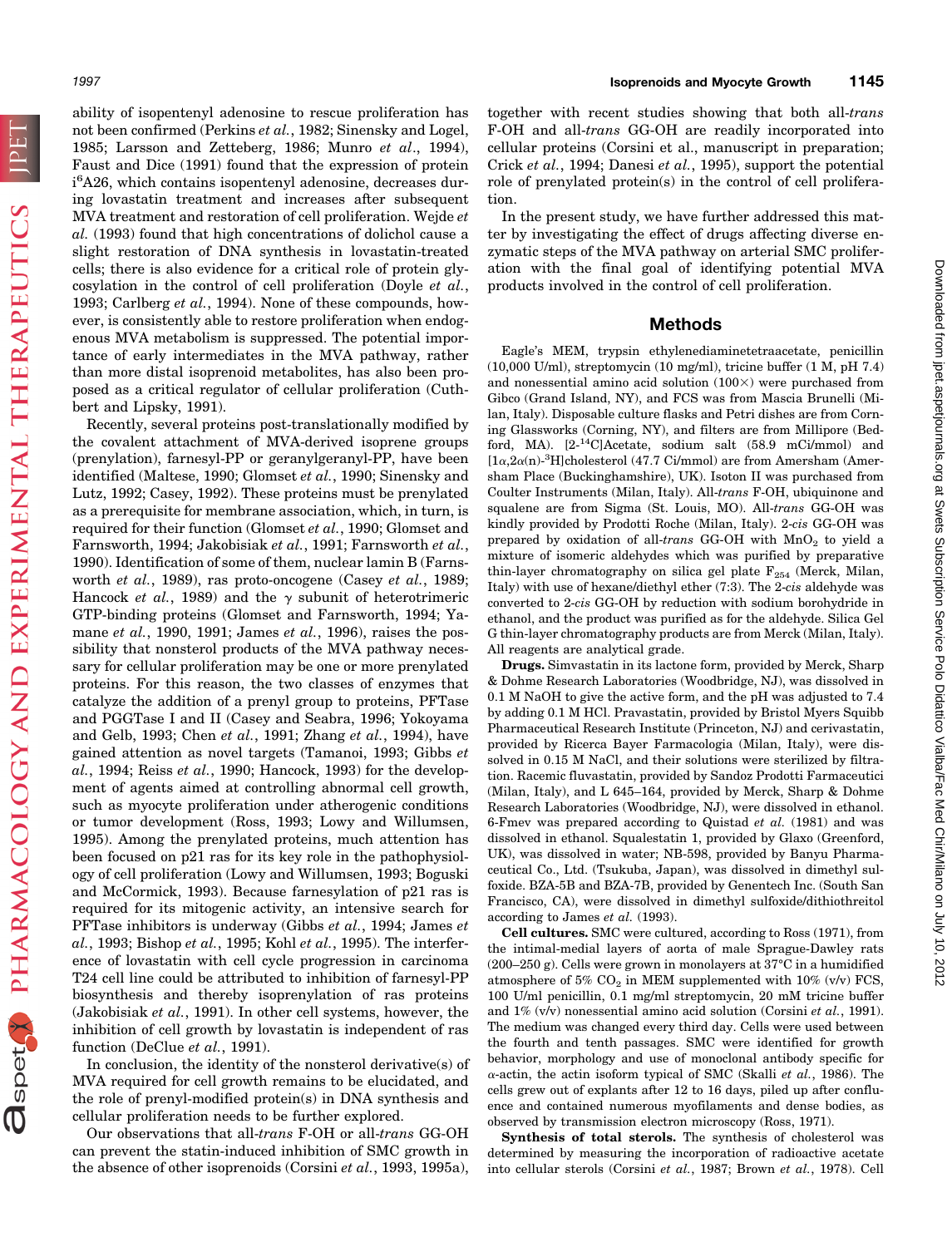ability of isopentenyl adenosine to rescue proliferation has not been confirmed (Perkins *et al.*, 1982; Sinensky and Logel, 1985; Larsson and Zetteberg, 1986; Munro *et al*., 1994), Faust and Dice (1991) found that the expression of protein i$^6$A26, which contains isopentenyl adenosine, decreases during lovastatin treatment and increases after subsequent MVA treatment and restoration of cell proliferation. Wejde *et al.* (1993) found that high concentrations of dolichol cause a slight restoration of DNA synthesis in lovastatin-treated cells; there is also evidence for a critical role of protein glycosylation in the control of cell proliferation (Doyle *et al.*, 1993; Carlberg *et al.*, 1994). None of these compounds, however, is consistently able to restore proliferation when endogenous MVA metabolism is suppressed. The potential importance of early intermediates in the MVA pathway, rather than more distal isoprenoid metabolites, has also been proposed as a critical regulator of cellular proliferation (Cuthbert and Lipsky, 1991).

Recently, several proteins post-translationally modified by the covalent attachment of MVA-derived isoprene groups (prenylation), farnesyl-PP or geranylgeranyl-PP, have been identified (Maltese, 1990; Glomset *et al.*, 1990; Sinensky and Lutz, 1992; Casey, 1992). These proteins must be prenylated as a prerequisite for membrane association, which, in turn, is required for their function (Glomset *et al.*, 1990; Glomset and Farnsworth, 1994; Jakobisiak *et al.*, 1991; Farnsworth *et al.*, 1990). Identification of some of them, nuclear lamin B (Farnsworth *et al.*, 1989), ras proto-oncogene (Casey *et al.*, 1989; Hancock *et al.*, 1989) and the γ subunit of heterotrimeric GTP-binding proteins (Glomset and Farnsworth, 1994; Yamane *et al.*, 1990, 1991; James *et al.*, 1996), raises the possibility that nonsterol products of the MVA pathway necessary for cellular proliferation may be one or more prenylated proteins. For this reason, the two classes of enzymes that catalyze the addition of a prenyl group to proteins, PFTase and PGGTase I and II (Casey and Seabra, 1996; Yokoyama and Gelb, 1993; Chen *et al.*, 1991; Zhang *et al.*, 1994), have gained attention as novel targets (Tamanoi, 1993; Gibbs *et al.*, 1994; Reiss *et al.*, 1990; Hancock, 1993) for the development of agents aimed at controlling abnormal cell growth, such as myocyte proliferation under atherogenic conditions or tumor development (Ross, 1993; Lowy and Willumsen, 1995). Among the prenylated proteins, much attention has been focused on p21 ras for its key role in the pathophysiology of cell proliferation (Lowy and Willumsen, 1993; Boguski and McCormick, 1993). Because farnesylation of p21 ras is required for its mitogenic activity, an intensive search for PFTase inhibitors is underway (Gibbs *et al.*, 1994; James *et al.*, 1993; Bishop *et al.*, 1995; Kohl *et al.*, 1995). The interference of lovastatin with cell cycle progression in carcinoma T24 cell line could be attributed to inhibition of farnesyl-PP biosynthesis and thereby isoprenylation of ras proteins (Jakobisiak *et al.*, 1991). In other cell systems, however, the inhibition of cell growth by lovastatin is independent of ras function (DeClue *et al.*, 1991).

In conclusion, the identity of the nonsterol derivative(s) of MVA required for cell growth remains to be elucidated, and the role of prenyl-modified protein(s) in DNA synthesis and cellular proliferation needs to be further explored.

Our observations that all-*trans* F-OH or all-*trans* GG-OH can prevent the statin-induced inhibition of SMC growth in the absence of other isoprenoids (Corsini *et al.*, 1993, 1995a), together with recent studies showing that both all-*trans* F-OH and all-*trans* GG-OH are readily incorporated into cellular proteins (Corsini *et al.*, manuscript in preparation; Crick *et al.*, 1994; Danesi *et al.*, 1995), support the potential role of prenylated protein(s) in the control of cell proliferation.

In the present study, we have further addressed this matter by investigating the effect of drugs affecting diverse enzymatic steps of the MVA pathway on arterial SMC proliferation with the final goal of identifying potential MVA products involved in the control of cell proliferation.

## Methods

Eagle's MEM, trypsin ethylenediaminetetraacetate, penicillin (10,000 U/ml), streptomycin (10 mg/ml), tricine buffer (1 M, pH 7.4) and nonessential amino acid solution (100×) were purchased from Gibco (Grand Island, NY), and FCS was from Mascia Brunelli (Milan, Italy). Disposable culture flasks and Petri dishes are from Corning Glassworks (Corning, NY), and filters are from Millipore (Bedford, MA). [2-$^{14}$C]Acetate, sodium salt (58.9 mCi/mmol) and [1α,2α(n)-$^3$H]cholesterol (47.7 Ci/mmol) are from Amersham (Amersham Place (Buckinghamshire), UK). Isoton II was purchased from Coulter Instruments (Milan, Italy). All-*trans* F-OH, ubiquinone and squalene are from Sigma (St. Louis, MO). All-*trans* GG-OH was kindly provided by Prodotti Roche (Milan, Italy). 2-*cis* GG-OH was prepared by oxidation of all-*trans* GG-OH with $MnO_2$ to yield a mixture of isomeric aldehydes which was purified by preparative thin-layer chromatography on silica gel plate $F_{254}$ (Merck, Milan, Italy) with use of hexane/diethyl ether (7:3). The 2-*cis* aldehyde was converted to 2-*cis* GG-OH by reduction with sodium borohydride in ethanol, and the product was purified as for the aldehyde. Silica Gel G thin-layer chromatography products are from Merck (Milan, Italy). All reagents are analytical grade.

**Drugs.** Simvastatin in its lactone form, provided by Merck, Sharp & Dohme Research Laboratories (Woodbridge, NJ), was dissolved in 0.1 M NaOH to give the active form, and the pH was adjusted to 7.4 by adding 0.1 M HCl. Pravastatin, provided by Bristol Myers Squibb Pharmaceutical Research Institute (Princeton, NJ) and cerivastatin, provided by Ricerca Bayer Farmacologia (Milan, Italy), were dissolved in 0.15 M NaCl, and their solutions were sterilized by filtration. Racemic fluvastatin, provided by Sandoz Prodotti Farmaceutici (Milan, Italy), and L 645–164, provided by Merck, Sharp & Dohme Research Laboratories (Woodbridge, NJ), were dissolved in ethanol. 6-Fmev was prepared according to Quistad *et al.* (1981) and was dissolved in ethanol. Squalestatin 1, provided by Glaxo (Greenford, UK), was dissolved in water; NB-598, provided by Banyu Pharmaceutical Co., Ltd. (Tsukuba, Japan), was dissolved in dimethyl sulfoxide. BZA-5B and BZA-7B, provided by Genentech Inc. (South San Francisco, CA), were dissolved in dimethyl sulfoxide/dithiothreitol according to James *et al.* (1993).

**Cell cultures.** SMC were cultured, according to Ross (1971), from the intimal-medial layers of aorta of male Sprague-Dawley rats (200–250 g). Cells were grown in monolayers at 37°C in a humidified atmosphere of 5% $CO_2$ in MEM supplemented with 10% (v/v) FCS, 100 U/ml penicillin, 0.1 mg/ml streptomycin, 20 mM tricine buffer and 1% (v/v) nonessential amino acid solution (Corsini *et al.*, 1991). The medium was changed every third day. Cells were used between the fourth and tenth passages. SMC were identified for growth behavior, morphology and use of monoclonal antibody specific for α-actin, the actin isoform typical of SMC (Skalli *et al.*, 1986). The cells grew out of explants after 12 to 16 days, piled up after confluence and contained numerous myofilaments and dense bodies, as observed by transmission electron microscopy (Ross, 1971).

**Synthesis of total sterols.** The synthesis of cholesterol was determined by measuring the incorporation of radioactive acetate into cellular sterols (Corsini *et al.*, 1987; Brown *et al.*, 1978). Cell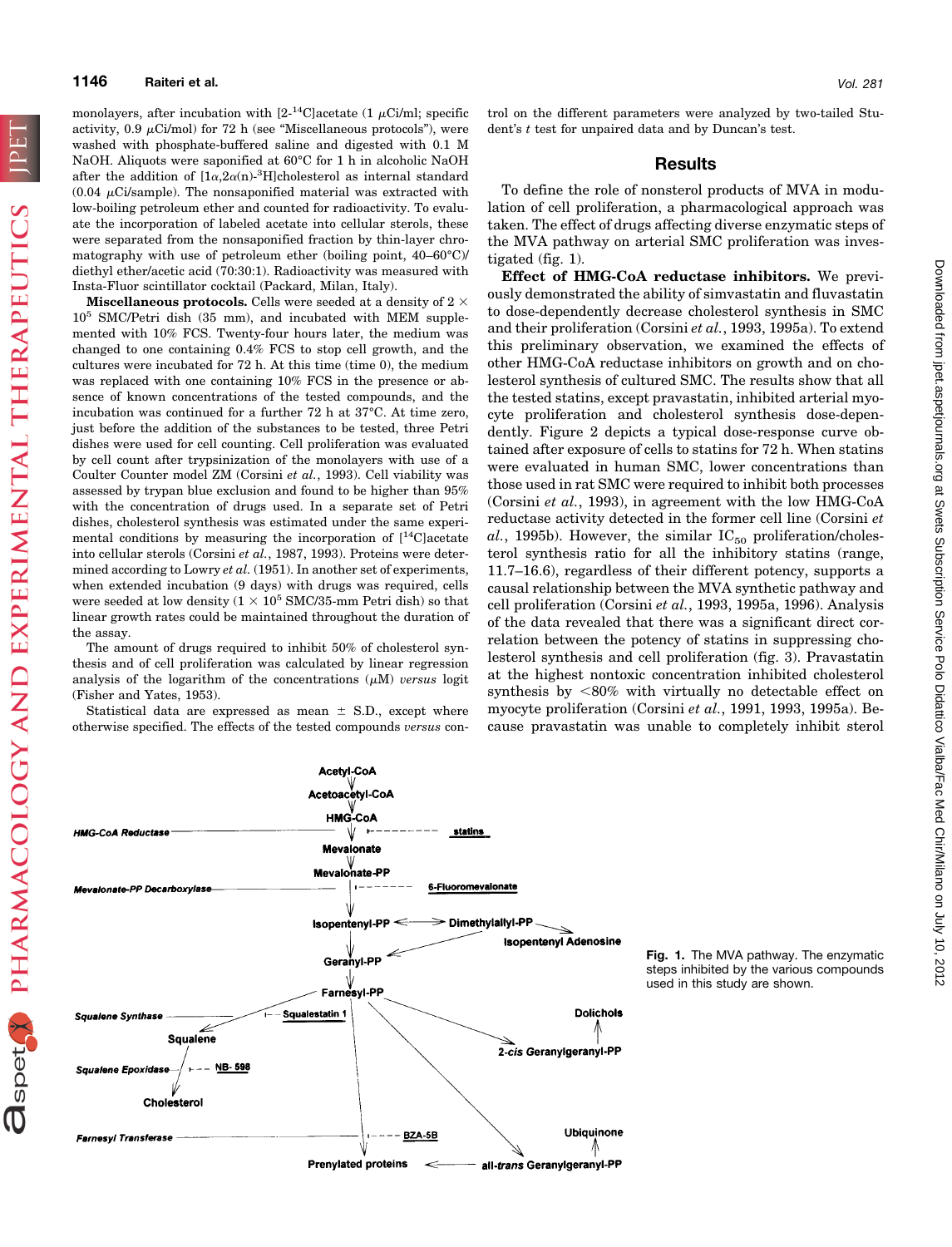monolayers, after incubation with [2-$^{14}$C]acetate (1 μCi/ml; specific activity, 0.9 μCi/mol) for 72 h (see "Miscellaneous protocols"), were washed with phosphate-buffered saline and digested with 0.1 M NaOH. Aliquots were saponified at 60°C for 1 h in alcoholic NaOH after the addition of [1α,2α(n)-$^{3}$H]cholesterol as internal standard (0.04 μCi/sample). The nonsaponified material was extracted with low-boiling petroleum ether and counted for radioactivity. To evaluate the incorporation of labeled acetate into cellular sterols, these were separated from the nonsaponified fraction by thin-layer chromatography with use of petroleum ether (boiling point, 40–60°C)/diethyl ether/acetic acid (70:30:1). Radioactivity was measured with Insta-Fluor scintillator cocktail (Packard, Milan, Italy).

**Miscellaneous protocols.** Cells were seeded at a density of $2 \times 10^5$ SMC/Petri dish (35 mm), and incubated with MEM supplemented with 10% FCS. Twenty-four hours later, the medium was changed to one containing 0.4% FCS to stop cell growth, and the cultures were incubated for 72 h. At this time (time 0), the medium was replaced with one containing 10% FCS in the presence or absence of known concentrations of the tested compounds, and the incubation was continued for a further 72 h at 37°C. At time zero, just before the addition of the substances to be tested, three Petri dishes were used for cell counting. Cell proliferation was evaluated by cell count after trypsinization of the monolayers with use of a Coulter Counter model ZM (Corsini *et al.*, 1993). Cell viability was assessed by trypan blue exclusion and found to be higher than 95% with the concentration of drugs used. In a separate set of Petri dishes, cholesterol synthesis was estimated under the same experimental conditions by measuring the incorporation of [$^{14}$C]acetate into cellular sterols (Corsini *et al.*, 1987, 1993). Proteins were determined according to Lowry *et al.* (1951). In another set of experiments, when extended incubation (9 days) with drugs was required, cells were seeded at low density ($1 \times 10^5$ SMC/35-mm Petri dish) so that linear growth rates could be maintained throughout the duration of the assay.

The amount of drugs required to inhibit 50% of cholesterol synthesis and of cell proliferation was calculated by linear regression analysis of the logarithm of the concentrations (μM) *versus* logit (Fisher and Yates, 1953).

Statistical data are expressed as mean ± S.D., except where otherwise specified. The effects of the tested compounds *versus* control on the different parameters were analyzed by two-tailed Student's *t* test for unpaired data and by Duncan's test.

## Results

To define the role of nonsterol products of MVA in modulation of cell proliferation, a pharmacological approach was taken. The effect of drugs affecting diverse enzymatic steps of the MVA pathway on arterial SMC proliferation was investigated (fig. 1).

**Effect of HMG-CoA reductase inhibitors.** We previously demonstrated the ability of simvastatin and fluvastatin to dose-dependently decrease cholesterol synthesis in SMC and their proliferation (Corsini *et al.*, 1993, 1995a). To extend this preliminary observation, we examined the effects of other HMG-CoA reductase inhibitors on growth and on cholesterol synthesis of cultured SMC. The results show that all the tested statins, except pravastatin, inhibited arterial myocyte proliferation and cholesterol synthesis dose-dependently. Figure 2 depicts a typical dose-response curve obtained after exposure of cells to statins for 72 h. When statins were evaluated in human SMC, lower concentrations than those used in rat SMC were required to inhibit both processes (Corsini *et al.*, 1993), in agreement with the low HMG-CoA reductase activity detected in the former cell line (Corsini *et al.*, 1995b). However, the similar $IC_{50}$ proliferation/cholesterol synthesis ratio for all the inhibitory statins (range, 11.7–16.6), regardless of their different potency, supports a causal relationship between the MVA synthetic pathway and cell proliferation (Corsini *et al.*, 1993, 1995a, 1996). Analysis of the data revealed that there was a significant direct correlation between the potency of statins in suppressing cholesterol synthesis and cell proliferation (fig. 3). Pravastatin at the highest nontoxic concentration inhibited cholesterol synthesis by <80% with virtually no detectable effect on myocyte proliferation (Corsini *et al.*, 1991, 1993, 1995a). Because pravastatin was unable to completely inhibit sterol

Fig. 1. The MVA pathway. The enzymatic steps inhibited by the various compounds used in this study are shown.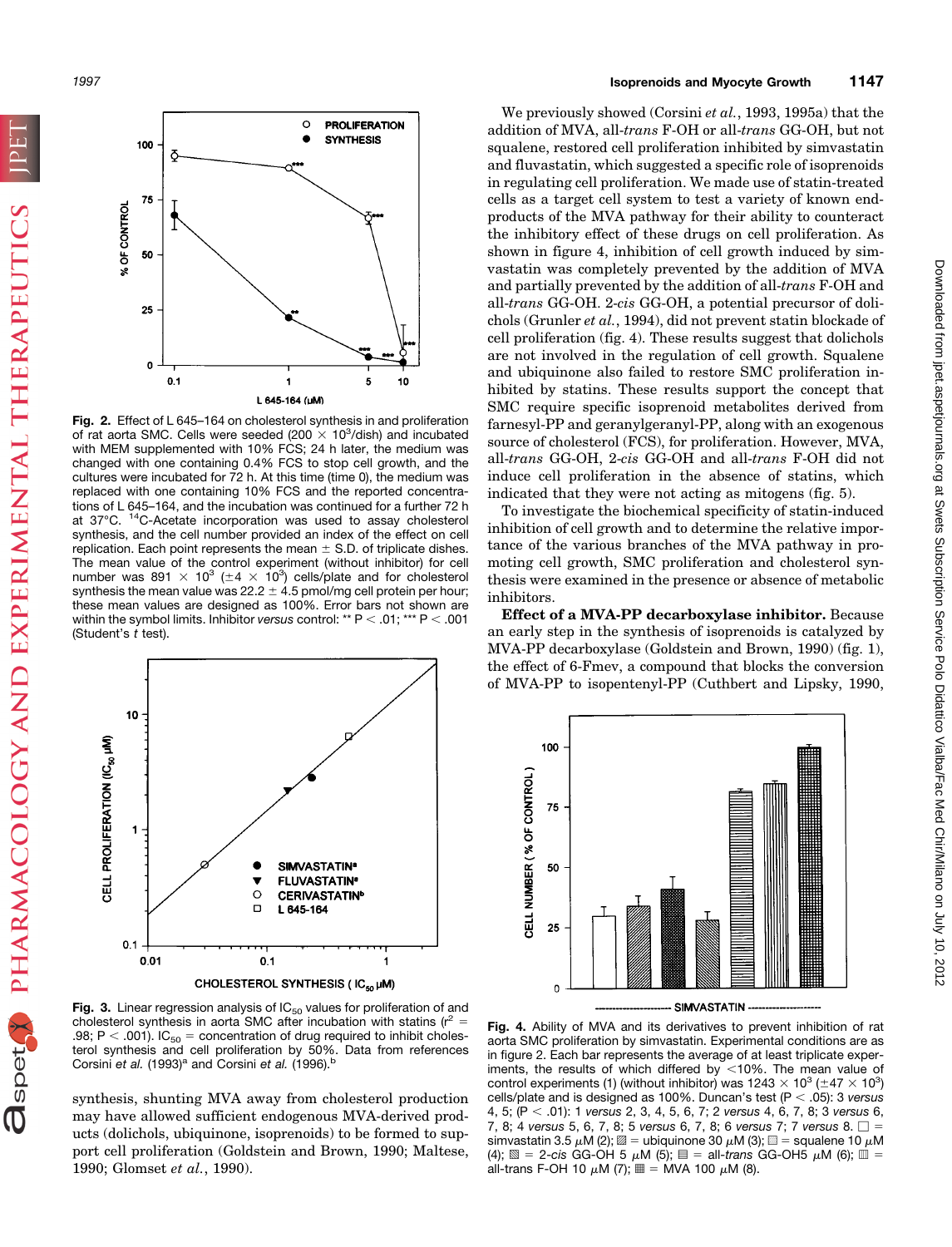**Fig. 2.** Effect of L 645–164 on cholesterol synthesis in and proliferation of rat aorta SMC. Cells were seeded ($200 \times 10^3$/dish) and incubated with MEM supplemented with 10% FCS; 24 h later, the medium was changed with one containing 0.4% FCS to stop cell growth, and the cultures were incubated for 72 h. At this time (time 0), the medium was replaced with one containing 10% FCS and the reported concentrations of L 645–164, and the incubation was continued for a further 72 h at 37°C. $^{14}$C-Acetate incorporation was used to assay cholesterol synthesis, and the cell number provided an index of the effect on cell replication. Each point represents the mean ± S.D. of triplicate dishes. The mean value of the control experiment (without inhibitor) for cell number was $891 \times 10^3$ ($\pm 4 \times 10^3$) cells/plate and for cholesterol synthesis the mean value was 22.2 ± 4.5 pmol/mg cell protein per hour; these mean values are designed as 100%. Error bars not shown are within the symbol limits. Inhibitor *versus* control: ** $P < .01$; *** $P < .001$ (Student's *t* test).

**Fig. 3.** Linear regression analysis of $IC_{50}$ values for proliferation of and cholesterol synthesis in aorta SMC after incubation with statins ($r^2$ = .98; $P < .001$). $IC_{50}$ = concentration of drug required to inhibit cholesterol synthesis and cell proliferation by 50%. Data from references Corsini *et al.* (1993)[a] and Corsini *et al.* (1996).[b]

synthesis, shunting MVA away from cholesterol production may have allowed sufficient endogenous MVA-derived products (dolichols, ubiquinone, isoprenoids) to be formed to support cell proliferation (Goldstein and Brown, 1990; Maltese, 1990; Glomset *et al.*, 1990).

We previously showed (Corsini *et al.*, 1993, 1995a) that the addition of MVA, all-*trans* F-OH or all-*trans* GG-OH, but not squalene, restored cell proliferation inhibited by simvastatin and fluvastatin, which suggested a specific role of isoprenoids in regulating cell proliferation. We made use of statin-treated cells as a target cell system to test a variety of known end-products of the MVA pathway for their ability to counteract the inhibitory effect of these drugs on cell proliferation. As shown in figure 4, inhibition of cell growth induced by simvastatin was completely prevented by the addition of MVA and partially prevented by the addition of all-*trans* F-OH and all-*trans* GG-OH. 2-*cis* GG-OH, a potential precursor of dolichols (Grunler *et al.*, 1994), did not prevent statin blockade of cell proliferation (fig. 4). These results suggest that dolichols are not involved in the regulation of cell growth. Squalene and ubiquinone also failed to restore SMC proliferation inhibited by statins. These results support the concept that SMC require specific isoprenoid metabolites derived from farnesyl-PP and geranylgeranyl-PP, along with an exogenous source of cholesterol (FCS), for proliferation. However, MVA, all-*trans* GG-OH, 2-*cis* GG-OH and all-*trans* F-OH did not induce cell proliferation in the absence of statins, which indicated that they were not acting as mitogens (fig. 5).

To investigate the biochemical specificity of statin-induced inhibition of cell growth and to determine the relative importance of the various branches of the MVA pathway in promoting cell growth, SMC proliferation and cholesterol synthesis were examined in the presence or absence of metabolic inhibitors.

**Effect of a MVA-PP decarboxylase inhibitor.** Because an early step in the synthesis of isoprenoids is catalyzed by MVA-PP decarboxylase (Goldstein and Brown, 1990) (fig. 1), the effect of 6-Fmev, a compound that blocks the conversion of MVA-PP to isopentenyl-PP (Cuthbert and Lipsky, 1990,

**Fig. 4.** Ability of MVA and its derivatives to prevent inhibition of rat aorta SMC proliferation by simvastatin. Experimental conditions are as in figure 2. Each bar represents the average of at least triplicate experiments, the results of which differed by <10%. The mean value of control experiments (1) (without inhibitor) was $1243 \times 10^3$ ($\pm 47 \times 10^3$) cells/plate and is designed as 100%. Duncan's test ($P < .05$): 3 *versus* 4, 5; ($P < .01$): 1 *versus* 2, 3, 4, 5, 6, 7; 2 *versus* 4, 6, 7, 8; 3 *versus* 6, 7, 8; 4 *versus* 5, 6, 7, 8; 5 *versus* 6, 7, 8; 6 *versus* 7; 7 *versus* 8. □ = simvastatin 3.5 µM (2); ▨ = ubiquinone 30 µM (3); ▤ = squalene 10 µM (4); ▧ = 2-*cis* GG-OH 5 µM (5); ▤ = all-*trans* GG-OH5 µM (6); ▥ = all-trans F-OH 10 µM (7); ▦ = MVA 100 µM (8).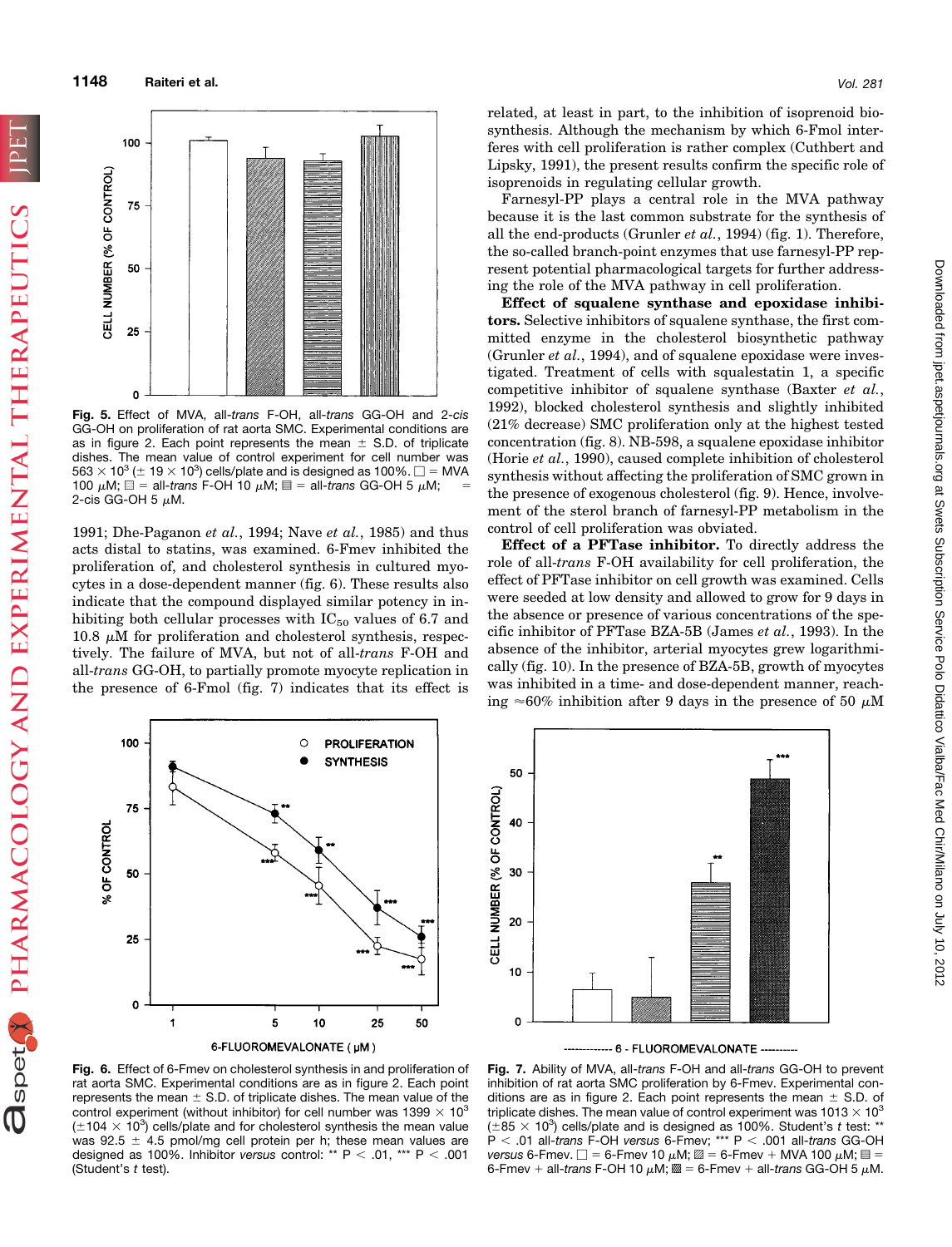Fig. 5. Effect of MVA, all-*trans* F-OH, all-*trans* GG-OH and 2-*cis* GG-OH on proliferation of rat aorta SMC. Experimental conditions are as in figure 2. Each point represents the mean ± S.D. of triplicate dishes. The mean value of control experiment for cell number was $563 \times 10^3$ (± $19 \times 10^3$) cells/plate and is designed as 100%. □ = MVA 100 μM; ▨ = all-*trans* F-OH 10 μM; ▤ = all-*trans* GG-OH 5 μM; = 2-cis GG-OH 5 μM.

1991; Dhe-Paganon *et al.*, 1994; Nave *et al.*, 1985) and thus acts distal to statins, was examined. 6-Fmev inhibited the proliferation of, and cholesterol synthesis in cultured myocytes in a dose-dependent manner (fig. 6). These results also indicate that the compound displayed similar potency in inhibiting both cellular processes with $IC_{50}$ values of 6.7 and 10.8 μM for proliferation and cholesterol synthesis, respectively. The failure of MVA, but not of all-*trans* F-OH and all-*trans* GG-OH, to partially promote myocyte replication in the presence of 6-Fmol (fig. 7) indicates that its effect is related, at least in part, to the inhibition of isoprenoid biosynthesis. Although the mechanism by which 6-Fmol interferes with cell proliferation is rather complex (Cuthbert and Lipsky, 1991), the present results confirm the specific role of isoprenoids in regulating cellular growth.

Farnesyl-PP plays a central role in the MVA pathway because it is the last common substrate for the synthesis of all the end-products (Grunler *et al.*, 1994) (fig. 1). Therefore, the so-called branch-point enzymes that use farnesyl-PP represent potential pharmacological targets for further addressing the role of the MVA pathway in cell proliferation.

**Effect of squalene synthase and epoxidase inhibitors.** Selective inhibitors of squalene synthase, the first committed enzyme in the cholesterol biosynthetic pathway (Grunler *et al.*, 1994), and of squalene epoxidase were investigated. Treatment of cells with squalestatin 1, a specific competitive inhibitor of squalene synthase (Baxter *et al.*, 1992), blocked cholesterol synthesis and slightly inhibited (21% decrease) SMC proliferation only at the highest tested concentration (fig. 8). NB-598, a squalene epoxidase inhibitor (Horie *et al.*, 1990), caused complete inhibition of cholesterol synthesis without affecting the proliferation of SMC grown in the presence of exogenous cholesterol (fig. 9). Hence, involvement of the sterol branch of farnesyl-PP metabolism in the control of cell proliferation was obviated.

**Effect of a PFTase inhibitor.** To directly address the role of all-*trans* F-OH availability for cell proliferation, the effect of PFTase inhibitor on cell growth was examined. Cells were seeded at low density and allowed to grow for 9 days in the absence or presence of various concentrations of the specific inhibitor of PFTase BZA-5B (James *et al.*, 1993). In the absence of the inhibitor, arterial myocytes grew logarithmically (fig. 10). In the presence of BZA-5B, growth of myocytes was inhibited in a time- and dose-dependent manner, reaching ≈60% inhibition after 9 days in the presence of 50 μM

Fig. 6. Effect of 6-Fmev on cholesterol synthesis in and proliferation of rat aorta SMC. Experimental conditions are as in figure 2. Each point represents the mean ± S.D. of triplicate dishes. The mean value of the control experiment (without inhibitor) for cell number was $1399 \times 10^3$ (± $104 \times 10^3$) cells/plate and for cholesterol synthesis the mean value was 92.5 ± 4.5 pmol/mg cell protein per h; these mean values are designed as 100%. Inhibitor *versus* control: ** $P < .01$, *** $P < .001$ (Student's *t* test).

Fig. 7. Ability of MVA, all-*trans* F-OH and all-*trans* GG-OH to prevent inhibition of rat aorta SMC proliferation by 6-Fmev. Experimental conditions are as in figure 2. Each point represents the mean ± S.D. of triplicate dishes. The mean value of control experiment was $1013 \times 10^3$ (± $85 \times 10^3$) cells/plate and is designed as 100%. Student's *t* test: ** $P < .01$ all-*trans* F-OH *versus* 6-Fmev; *** $P < .001$ all-*trans* GG-OH *versus* 6-Fmev. □ = 6-Fmev 10 μM; ▨ = 6-Fmev + MVA 100 μM; ▤ = 6-Fmev + all-*trans* F-OH 10 μM; ▩ = 6-Fmev + all-*trans* GG-OH 5 μM.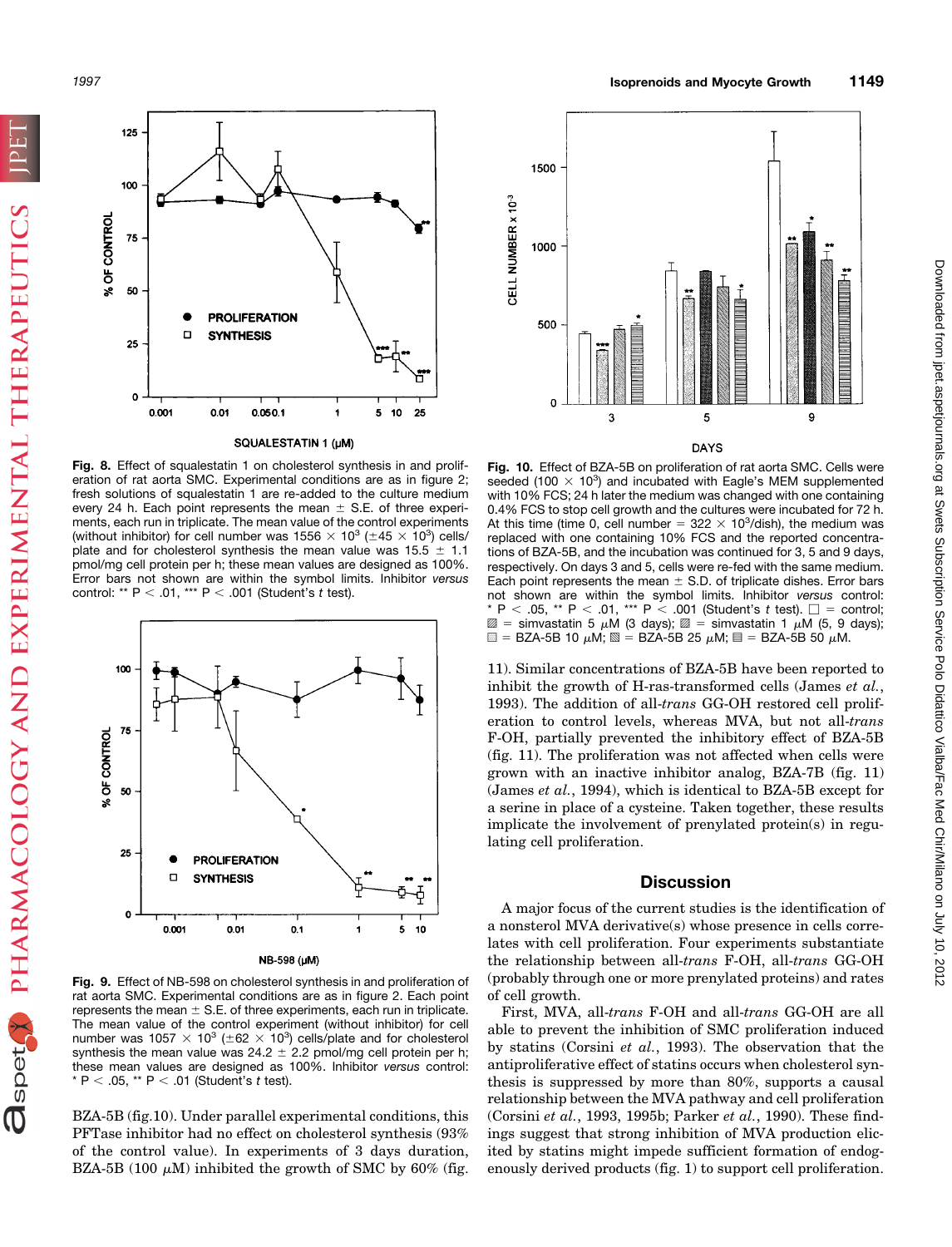Fig. 8. Effect of squalestatin 1 on cholesterol synthesis in and proliferation of rat aorta SMC. Experimental conditions are as in figure 2; fresh solutions of squalestatin 1 are re-added to the culture medium every 24 h. Each point represents the mean ± S.E. of three experiments, each run in triplicate. The mean value of the control experiments (without inhibitor) for cell number was $1556 \times 10^3$ ($\pm 45 \times 10^3$) cells/plate and for cholesterol synthesis the mean value was $15.5 \pm 1.1$ pmol/mg cell protein per h; these mean values are designed as 100%. Error bars not shown are within the symbol limits. Inhibitor *versus* control: ** $P < .01$, *** $P < .001$ (Student's *t* test).

Fig. 9. Effect of NB-598 on cholesterol synthesis in and proliferation of rat aorta SMC. Experimental conditions are as in figure 2. Each point represents the mean ± S.E. of three experiments, each run in triplicate. The mean value of the control experiment (without inhibitor) for cell number was $1057 \times 10^3$ ($\pm 62 \times 10^3$) cells/plate and for cholesterol synthesis the mean value was $24.2 \pm 2.2$ pmol/mg cell protein per h; these mean values are designed as 100%. Inhibitor *versus* control: * $P < .05$, ** $P < .01$ (Student's *t* test).

BZA-5B (fig.10). Under parallel experimental conditions, this PFTase inhibitor had no effect on cholesterol synthesis (93% of the control value). In experiments of 3 days duration, BZA-5B (100 $\mu$M) inhibited the growth of SMC by 60% (fig. 11). Similar concentrations of BZA-5B have been reported to inhibit the growth of H-ras-transformed cells (James *et al.*, 1993). The addition of all-*trans* GG-OH restored cell proliferation to control levels, whereas MVA, but not all-*trans* F-OH, partially prevented the inhibitory effect of BZA-5B (fig. 11). The proliferation was not affected when cells were grown with an inactive inhibitor analog, BZA-7B (fig. 11) (James *et al.*, 1994), which is identical to BZA-5B except for a serine in place of a cysteine. Taken together, these results implicate the involvement of prenylated protein(s) in regulating cell proliferation.

Fig. 10. Effect of BZA-5B on proliferation of rat aorta SMC. Cells were seeded ($100 \times 10^3$) and incubated with Eagle's MEM supplemented with 10% FCS; 24 h later the medium was changed with one containing 0.4% FCS to stop cell growth and the cultures were incubated for 72 h. At this time (time 0, cell number = $322 \times 10^3$/dish), the medium was replaced with one containing 10% FCS and the reported concentrations of BZA-5B, and the incubation was continued for 3, 5 and 9 days, respectively. On days 3 and 5, cells were re-fed with the same medium. Each point represents the mean ± S.D. of triplicate dishes. Error bars not shown are within the symbol limits. Inhibitor *versus* control: * $P < .05$, ** $P < .01$, *** $P < .001$ (Student's *t* test). □ = control; ▨ = simvastatin 5 $\mu$M (3 days); ▨ = simvastatin 1 $\mu$M (5, 9 days); ▤ = BZA-5B 10 $\mu$M; ▧ = BZA-5B 25 $\mu$M; ▤ = BZA-5B 50 $\mu$M.

## Discussion

A major focus of the current studies is the identification of a nonsterol MVA derivative(s) whose presence in cells correlates with cell proliferation. Four experiments substantiate the relationship between all-*trans* F-OH, all-*trans* GG-OH (probably through one or more prenylated proteins) and rates of cell growth.

First, MVA, all-*trans* F-OH and all-*trans* GG-OH are all able to prevent the inhibition of SMC proliferation induced by statins (Corsini *et al.*, 1993). The observation that the antiproliferative effect of statins occurs when cholesterol synthesis is suppressed by more than 80%, supports a causal relationship between the MVA pathway and cell proliferation (Corsini *et al.*, 1993, 1995b; Parker *et al.*, 1990). These findings suggest that strong inhibition of MVA production elicited by statins might impede sufficient formation of endogenously derived products (fig. 1) to support cell proliferation.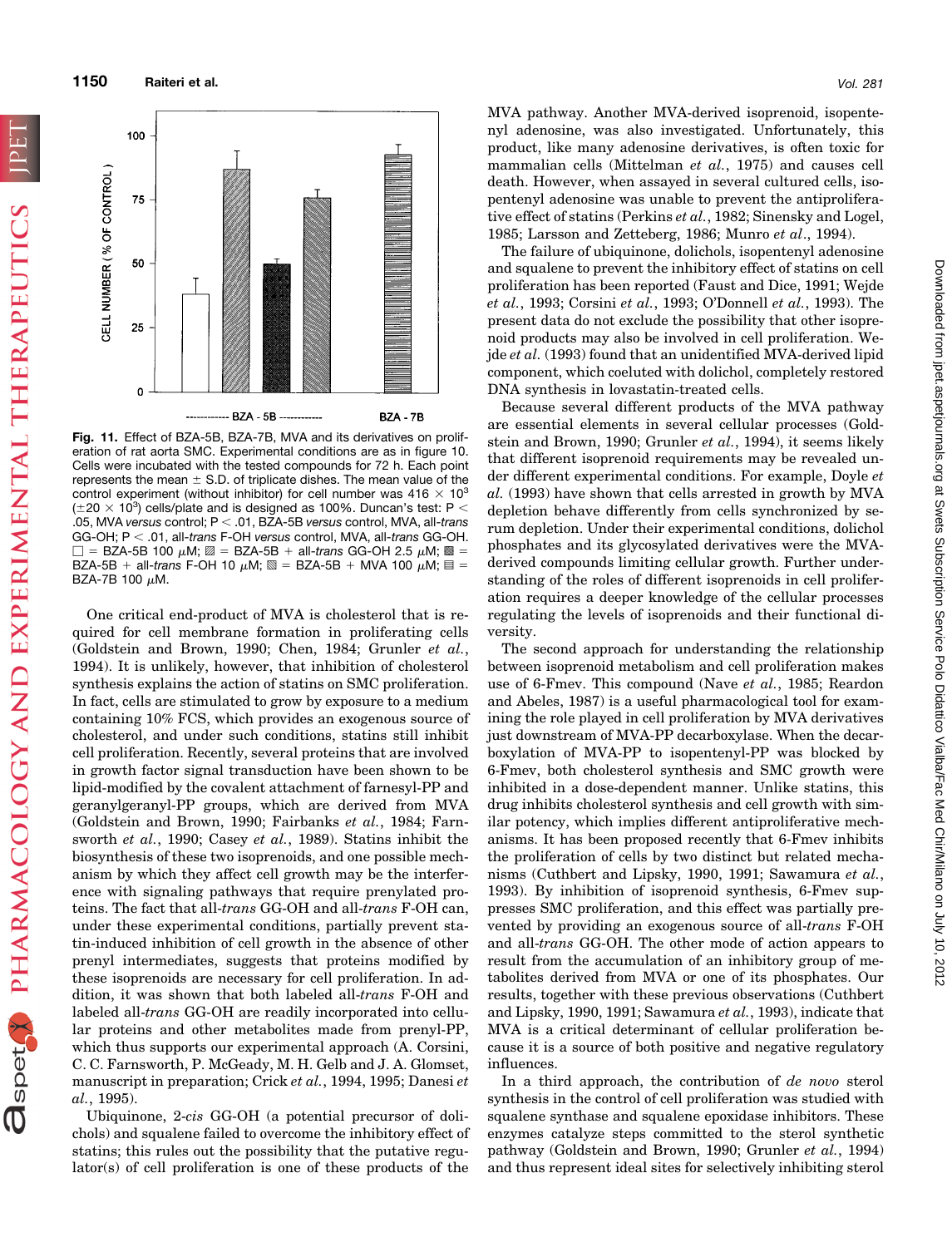**Fig. 11.** Effect of BZA-5B, BZA-7B, MVA and its derivatives on proliferation of rat aorta SMC. Experimental conditions are as in figure 10. Cells were incubated with the tested compounds for 72 h. Each point represents the mean ± S.D. of triplicate dishes. The mean value of the control experiment (without inhibitor) for cell number was $416 \times 10^3$ ($\pm 20 \times 10^3$) cells/plate and is designed as 100%. Duncan's test: $P < .05$, MVA *versus* control; $P < .01$, all-*trans* F-OH *versus* control, MVA, all-*trans* GG-OH; $P < .01$, BZA-5B *versus* control, MVA, all-*trans* GG-OH. □ = BZA-5B 100 μM; ▨ = BZA-5B + all-*trans* GG-OH 2.5 μM; ▩ = BZA-5B + all-*trans* F-OH 10 μM; ▧ = BZA-5B + MVA 100 μM; ▤ = BZA-7B 100 μM.

One critical end-product of MVA is cholesterol that is required for cell membrane formation in proliferating cells (Goldstein and Brown, 1990; Chen, 1984; Grunler *et al.*, 1994). It is unlikely, however, that inhibition of cholesterol synthesis explains the action of statins on SMC proliferation. In fact, cells are stimulated to grow by exposure to a medium containing 10% FCS, which provides an exogenous source of cholesterol, and under such conditions, statins still inhibit cell proliferation. Recently, several proteins that are involved in growth factor signal transduction have been shown to be lipid-modified by the covalent attachment of farnesyl-PP and geranylgeranyl-PP groups, which are derived from MVA (Goldstein and Brown, 1990; Fairbanks *et al.*, 1984; Farnsworth *et al.*, 1990; Casey *et al.*, 1989). Statins inhibit the biosynthesis of these two isoprenoids, and one possible mechanism by which they affect cell growth may be the interference with signaling pathways that require prenylated proteins. The fact that all-*trans* GG-OH and all-*trans* F-OH can, under these experimental conditions, partially prevent statin-induced inhibition of cell growth in the absence of other prenyl intermediates, suggests that proteins modified by these isoprenoids are necessary for cell proliferation. In addition, it was shown that both labeled all-*trans* F-OH and labeled all-*trans* GG-OH are readily incorporated into cellular proteins and other metabolites made from prenyl-PP, which thus supports our experimental approach (A. Corsini, C. C. Farnsworth, P. McGeady, M. H. Gelb and J. A. Glomset, manuscript in preparation; Crick *et al.*, 1994, 1995; Danesi *et al.*, 1995).

Ubiquinone, 2-*cis* GG-OH (a potential precursor of dolichols) and squalene failed to overcome the inhibitory effect of statins; this rules out the possibility that the putative regulator(s) of cell proliferation is one of these products of the MVA pathway. Another MVA-derived isoprenoid, isopentenyl adenosine, was also investigated. Unfortunately, this product, like many adenosine derivatives, is often toxic for mammalian cells (Mittelman *et al.*, 1975) and causes cell death. However, when assayed in several cultured cells, isopentenyl adenosine was unable to prevent the antiproliferative effect of statins (Perkins *et al.*, 1982; Sinensky and Logel, 1985; Larsson and Zetteberg, 1986; Munro *et al.*, 1994).

The failure of ubiquinone, dolichols, isopentenyl adenosine and squalene to prevent the inhibitory effect of statins on cell proliferation has been reported (Faust and Dice, 1991; Wejde *et al.*, 1993; Corsini *et al.*, 1993; O'Donnell *et al.*, 1993). The present data do not exclude the possibility that other isoprenoid products may also be involved in cell proliferation. Wejde *et al.* (1993) found that an unidentified MVA-derived lipid component, which coeluted with dolichol, completely restored DNA synthesis in lovastatin-treated cells.

Because several different products of the MVA pathway are essential elements in several cellular processes (Goldstein and Brown, 1990; Grunler *et al.*, 1994), it seems likely that different isoprenoid requirements may be revealed under different experimental conditions. For example, Doyle *et al.* (1993) have shown that cells arrested in growth by MVA depletion behave differently from cells synchronized by serum depletion. Under their experimental conditions, dolichol phosphates and its glycosylated derivatives were the MVA-derived compounds limiting cellular growth. Further understanding of the roles of different isoprenoids in cell proliferation requires a deeper knowledge of the cellular processes regulating the levels of isoprenoids and their functional diversity.

The second approach for understanding the relationship between isoprenoid metabolism and cell proliferation makes use of 6-Fmev. This compound (Nave *et al.*, 1985; Reardon and Abeles, 1987) is a useful pharmacological tool for examining the role played in cell proliferation by MVA derivatives just downstream of MVA-PP decarboxylase. When the decarboxylation of MVA-PP to isopentenyl-PP was blocked by 6-Fmev, both cholesterol synthesis and SMC growth were inhibited in a dose-dependent manner. Unlike statins, this drug inhibits cholesterol synthesis and cell growth with similar potency, which implies different antiproliferative mechanisms. It has been proposed recently that 6-Fmev inhibits the proliferation of cells by two distinct but related mechanisms (Cuthbert and Lipsky, 1990, 1991; Sawamura *et al.*, 1993). By inhibition of isoprenoid synthesis, 6-Fmev suppresses SMC proliferation, and this effect was partially prevented by providing an exogenous source of all-*trans* F-OH and all-*trans* GG-OH. The other mode of action appears to result from the accumulation of an inhibitory group of metabolites derived from MVA or one of its phosphates. Our results, together with these previous observations (Cuthbert and Lipsky, 1990, 1991; Sawamura *et al.*, 1993), indicate that MVA is a critical determinant of cellular proliferation because it is a source of both positive and negative regulatory influences.

In a third approach, the contribution of *de novo* sterol synthesis in the control of cell proliferation was studied with squalene synthase and squalene epoxidase inhibitors. These enzymes catalyze steps committed to the sterol synthetic pathway (Goldstein and Brown, 1990; Grunler *et al.*, 1994) and thus represent ideal sites for selectively inhibiting sterol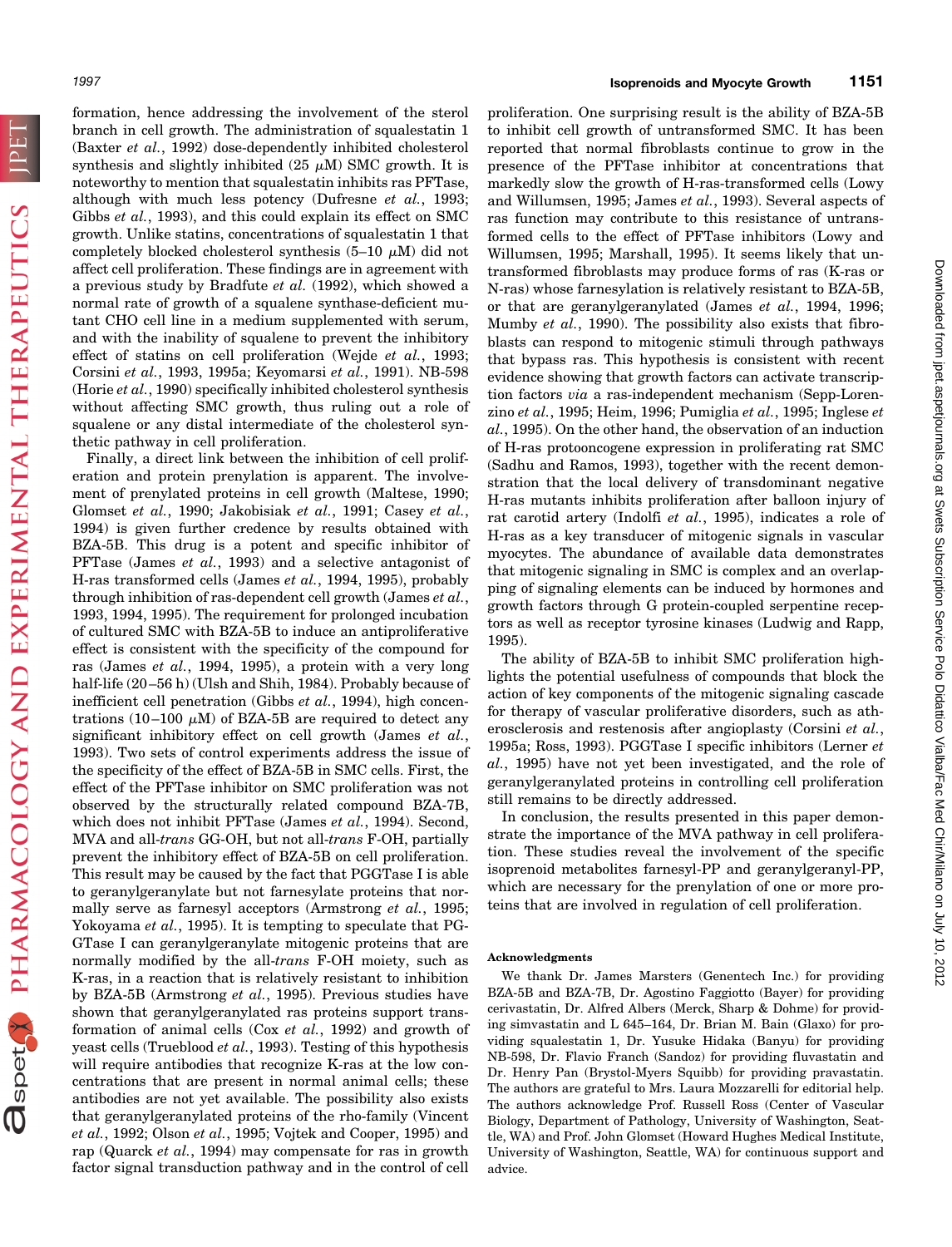formation, hence addressing the involvement of the sterol branch in cell growth. The administration of squalestatin 1 (Baxter *et al.*, 1992) dose-dependently inhibited cholesterol synthesis and slightly inhibited (25 $\mu$M) SMC growth. It is noteworthy to mention that squalestatin inhibits ras PFTase, although with much less potency (Dufresne *et al.*, 1993; Gibbs *et al.*, 1993), and this could explain its effect on SMC growth. Unlike statins, concentrations of squalestatin 1 that completely blocked cholesterol synthesis (5–10 $\mu$M) did not affect cell proliferation. These findings are in agreement with a previous study by Bradfute *et al.* (1992), which showed a normal rate of growth of a squalene synthase-deficient mutant CHO cell line in a medium supplemented with serum, and with the inability of squalene to prevent the inhibitory effect of statins on cell proliferation (Wejde *et al.*, 1993; Corsini *et al.*, 1993, 1995a; Keyomarsi *et al.*, 1991). NB-598 (Horie *et al.*, 1990) specifically inhibited cholesterol synthesis without affecting SMC growth, thus ruling out a role of squalene or any distal intermediate of the cholesterol synthetic pathway in cell proliferation.

Finally, a direct link between the inhibition of cell proliferation and protein prenylation is apparent. The involvement of prenylated proteins in cell growth (Maltese, 1990; Glomset *et al.*, 1990; Jakobisiak *et al.*, 1991; Casey *et al.*, 1994) is given further credence by results obtained with BZA-5B. This drug is a potent and specific inhibitor of PFTase (James *et al.*, 1993) and a selective antagonist of H-ras transformed cells (James *et al.*, 1994, 1995), probably through inhibition of ras-dependent cell growth (James *et al.*, 1993, 1994, 1995). The requirement for prolonged incubation of cultured SMC with BZA-5B to induce an antiproliferative effect is consistent with the specificity of the compound for ras (James *et al.*, 1994, 1995), a protein with a very long half-life (20–56 h) (Ulsh and Shih, 1984). Probably because of inefficient cell penetration (Gibbs *et al.*, 1994), high concentrations (10–100 $\mu$M) of BZA-5B are required to detect any significant inhibitory effect on cell growth (James *et al.*, 1993). Two sets of control experiments address the issue of the specificity of the effect of BZA-5B in SMC cells. First, the effect of the PFTase inhibitor on SMC proliferation was not observed by the structurally related compound BZA-7B, which does not inhibit PFTase (James *et al.*, 1994). Second, MVA and all-*trans* GG-OH, but not all-*trans* F-OH, partially prevent the inhibitory effect of BZA-5B on cell proliferation. This result may be caused by the fact that PGGTase I is able to geranylgeranylate but not farnesylate proteins that normally serve as farnesyl acceptors (Armstrong *et al.*, 1995; Yokoyama *et al.*, 1995). It is tempting to speculate that PGGTase I can geranylgeranylate mitogenic proteins that are normally modified by the all-*trans* F-OH moiety, such as K-ras, in a reaction that is relatively resistant to inhibition by BZA-5B (Armstrong *et al.*, 1995). Previous studies have shown that geranylgeranylated ras proteins support transformation of animal cells (Cox *et al.*, 1992) and growth of yeast cells (Trueblood *et al.*, 1993). Testing of this hypothesis will require antibodies that recognize K-ras at the low concentrations that are present in normal animal cells; these antibodies are not yet available. The possibility also exists that geranylgeranylated proteins of the rho-family (Vincent *et al.*, 1992; Olson *et al.*, 1995; Vojtek and Cooper, 1995) and rap (Quarck *et al.*, 1994) may compensate for ras in growth factor signal transduction pathway and in the control of cell proliferation. One surprising result is the ability of BZA-5B to inhibit cell growth of untransformed SMC. It has been reported that normal fibroblasts continue to grow in the presence of the PFTase inhibitor at concentrations that markedly slow the growth of H-ras-transformed cells (Lowy and Willumsen, 1995; James *et al.*, 1993). Several aspects of ras function may contribute to this resistance of untransformed cells to the effect of PFTase inhibitors (Lowy and Willumsen, 1995; Marshall, 1995). It seems likely that untransformed fibroblasts may produce forms of ras (K-ras or N-ras) whose farnesylation is relatively resistant to BZA-5B, or that are geranylgeranylated (James *et al.*, 1994, 1996; Mumby *et al.*, 1990). The possibility also exists that fibroblasts can respond to mitogenic stimuli through pathways that bypass ras. This hypothesis is consistent with recent evidence showing that growth factors can activate transcription factors *via* a ras-independent mechanism (Sepp-Lorenzino *et al.*, 1995; Heim, 1996; Pumiglia *et al.*, 1995; Inglese *et al.*, 1995). On the other hand, the observation of an induction of H-ras protooncogene expression in proliferating rat SMC (Sadhu and Ramos, 1993), together with the recent demonstration that the local delivery of transdominant negative H-ras mutants inhibits proliferation after balloon injury of rat carotid artery (Indolfi *et al.*, 1995), indicates a role of H-ras as a key transducer of mitogenic signals in vascular myocytes. The abundance of available data demonstrates that mitogenic signaling in SMC is complex and an overlapping of signaling elements can be induced by hormones and growth factors through G protein-coupled serpentine receptors as well as receptor tyrosine kinases (Ludwig and Rapp, 1995).

The ability of BZA-5B to inhibit SMC proliferation highlights the potential usefulness of compounds that block the action of key components of the mitogenic signaling cascade for therapy of vascular proliferative disorders, such as atherosclerosis and restenosis after angioplasty (Corsini *et al.*, 1995a; Ross, 1993). PGGTase I specific inhibitors (Lerner *et al.*, 1995) have not yet been investigated, and the role of geranylgeranylated proteins in controlling cell proliferation still remains to be directly addressed.

In conclusion, the results presented in this paper demonstrate the importance of the MVA pathway in cell proliferation. These studies reveal the involvement of the specific isoprenoid metabolites farnesyl-PP and geranylgeranyl-PP, which are necessary for the prenylation of one or more proteins that are involved in regulation of cell proliferation.

#### Acknowledgments

We thank Dr. James Marsters (Genentech Inc.) for providing BZA-5B and BZA-7B, Dr. Agostino Faggiotto (Bayer) for providing cerivastatin, Dr. Alfred Albers (Merck, Sharp & Dohme) for providing simvastatin and L 645–164, Dr. Brian M. Bain (Glaxo) for providing squalestatin 1, Dr. Yusuke Hidaka (Banyu) for providing NB-598, Dr. Flavio Franch (Sandoz) for providing fluvastatin and Dr. Henry Pan (Brystol-Myers Squibb) for providing pravastatin. The authors are grateful to Mrs. Laura Mozzarelli for editorial help. The authors acknowledge Prof. Russell Ross (Center of Vascular Biology, Department of Pathology, University of Washington, Seattle, WA) and Prof. John Glomset (Howard Hughes Medical Institute, University of Washington, Seattle, WA) for continuous support and advice.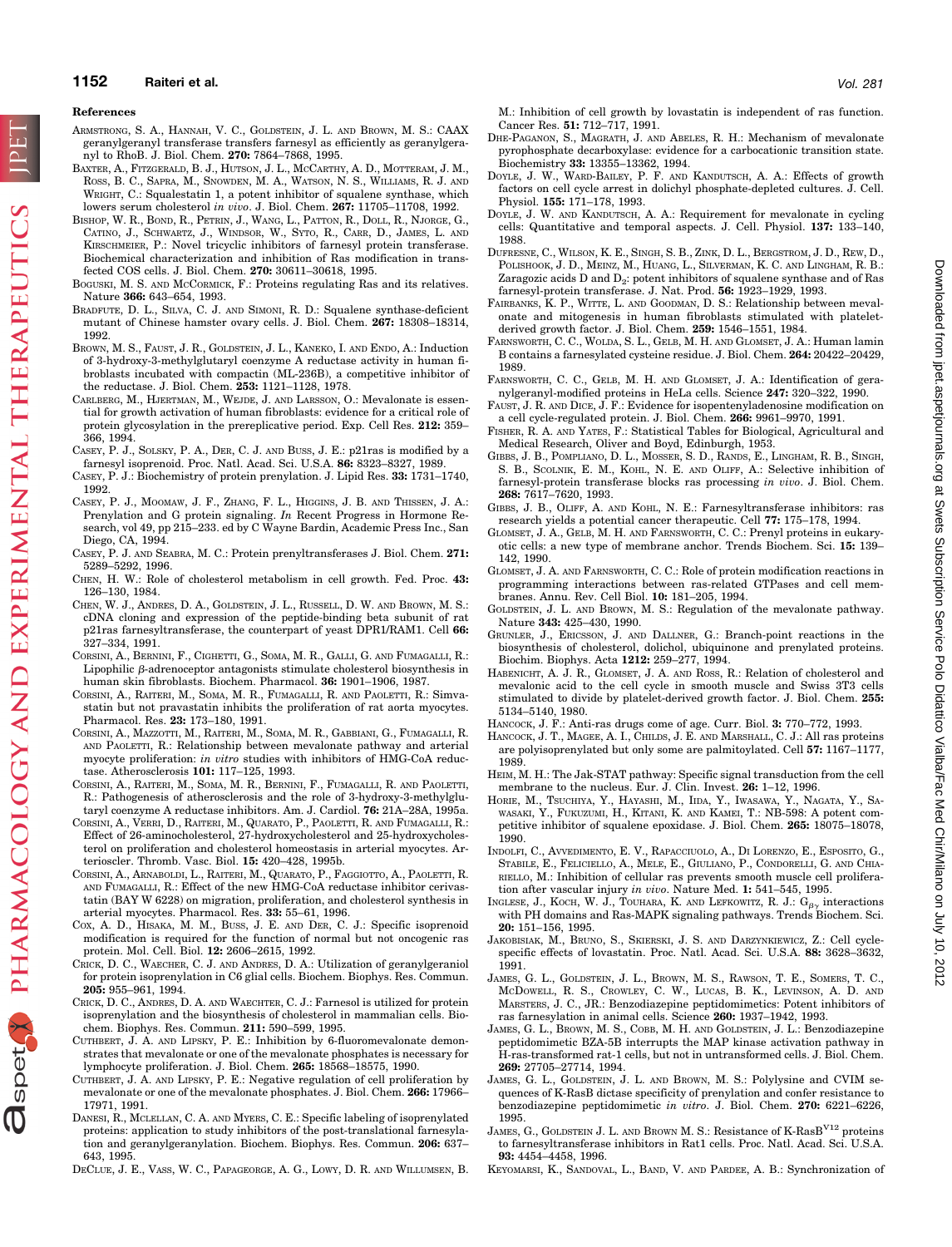## References

Armstrong, S. A., Hannah, V. C., Goldstein, J. L. and Brown, M. S.: CAAX geranylgeranyl transferase transfers farnesyl as efficiently as geranylgeranyl to RhoB. J. Biol. Chem. **270:** 7864–7868, 1995.

Baxter, A., Fitzgerald, B. J., Hutson, J. L., McCarthy, A. D., Motteram, J. M., Ross, B. C., Sapra, M., Snowden, M. A., Watson, N. S., Williams, R. J. and Wright, C.: Squalestatin 1, a potent inhibitor of squalene synthase, which lowers serum cholesterol *in vivo*. J. Biol. Chem. **267:** 11705–11708, 1992.

Bishop, W. R., Bond, R., Petrin, J., Wang, L., Patton, R., Doll, R., Njorge, G., Catino, J., Schwartz, J., Windsor, W., Syto, R., Carr, D., James, L. and Kirschmeier, P.: Novel tricyclic inhibitors of farnesyl protein transferase. Biochemical characterization and inhibition of Ras modification in transfected COS cells. J. Biol. Chem. **270:** 30611–30618, 1995.

Boguski, M. S. and McCormick, F.: Proteins regulating Ras and its relatives. Nature **366:** 643–654, 1993.

Bradfute, D. L., Silva, C. J. and Simoni, R. D.: Squalene synthase-deficient mutant of Chinese hamster ovary cells. J. Biol. Chem. **267:** 18308–18314, 1992.

Brown, M. S., Faust, J. R., Goldstein, J. L., Kaneko, I. and Endo, A.: Induction of 3-hydroxy-3-methylglutaryl coenzyme A reductase activity in human fibroblasts incubated with compactin (ML-236B), a competitive inhibitor of the reductase. J. Biol. Chem. **253:** 1121–1128, 1978.

Carlberg, M., Hjertman, M., Wejde, J. and Larsson, O.: Mevalonate is essential for growth activation of human fibroblasts: evidence for a critical role of protein glycosylation in the prereplicative period. Exp. Cell Res. **212:** 359–366, 1994.

Casey, P. J., Solsky, P. A., Der, C. J. and Buss, J. E.: p21ras is modified by a farnesyl isoprenoid. Proc. Natl. Acad. Sci. U.S.A. **86:** 8323–8327, 1989.

Casey, P. J.: Biochemistry of protein prenylation. J. Lipid Res. **33:** 1731–1740, 1992.

Casey, P. J., Moomaw, J. F., Zhang, F. L., Higgins, J. B. and Thissen, J. A.: Prenylation and G protein signaling. *In* Recent Progress in Hormone Research, vol 49, pp 215–233. ed. by C Wayne Bardin, Academic Press Inc., San Diego, CA, 1994.

Casey, P. J. and Seabra, M. C.: Protein prenyltransferases J. Biol. Chem. **271:** 5289–5292, 1996.

Chen, H. W.: Role of cholesterol metabolism in cell growth. Fed. Proc. **43:** 126–130, 1984.

Chen, W. J., Andres, D. A., Goldstein, J. L., Russell, D. W. and Brown, M. S.: cDNA cloning and expression of the peptide-binding beta subunit of rat p21ras farnesyltransferase, the counterpart of yeast DPR1/RAM1. Cell **66:** 327–334, 1991.

Corsini, A., Bernini, F., Cighetti, G., Soma, M. R., Galli, G. and Fumagalli, R.: Lipophilic β-adrenoceptor antagonists stimulate cholesterol biosynthesis in human skin fibroblasts. Biochem. Pharmacol. **36:** 1901–1906, 1987.

Corsini, A., Raiteri, M., Soma, M. R., Fumagalli, R. and Paoletti, R.: Simvastatin but not pravastatin inhibits the proliferation of rat aorta myocytes. Pharmacol. Res. **23:** 173–180, 1991.

Corsini, A., Mazzotti, M., Raiteri, M., Soma, M. R., Gabbiani, G., Fumagalli, R. and Paoletti, R.: Relationship between mevalonate pathway and arterial myocyte proliferation: *in vitro* studies with inhibitors of HMG-CoA reductase. Atherosclerosis **101:** 117–125, 1993.

Corsini, A., Raiteri, M., Soma, M. R., Bernini, F., Fumagalli, R. and Paoletti, R.: Pathogenesis of atherosclerosis and the role of 3-hydroxy-3-methylglutaryl coenzyme A reductase inhibitors. Am. J. Cardiol. **76:** 21A–28A, 1995a.

Corsini, A., Verri, D., Raiteri, M., Quarato, P., Paoletti, R. and Fumagalli, R.: Effect of 26-aminocholesterol, 27-hydroxycholesterol and 25-hydroxycholesterol on proliferation and cholesterol homeostasis in arterial myocytes. Arterioscler. Thromb. Vasc. Biol. **15:** 420–428, 1995b.

Corsini, A., Arnaboldi, L., Raiteri, M., Quarato, P., Faggiotto, A., Paoletti, R. and Fumagalli, R.: Effect of the new HMG-CoA reductase inhibitor cerivastatin (BAY W 6228) on migration, proliferation, and cholesterol synthesis in arterial myocytes. Pharmacol. Res. **33:** 55–61, 1996.

Cox, A. D., Hisaka, M. M., Buss, J. E. and Der, C. J.: Specific isoprenoid modification is required for the function of normal but not oncogenic ras protein. Mol. Cell. Biol. **12:** 2606–2615, 1992.

Crick, D. C., Waechter, C. J. and Andres, D. A.: Utilization of geranylgeraniol for protein isoprenylation in C6 glial cells. Biochem. Biophys. Res. Commun. **205:** 955–961, 1994.

Crick, D. C., Andres, D. A. and Waechter, C. J.: Farnesol is utilized for protein isoprenylation and the biosynthesis of cholesterol in mammalian cells. Biochem. Biophys. Res. Commun. **211:** 590–599, 1995.

Cuthbert, J. A. and Lipsky, P. E.: Inhibition by 6-fluoromevalonate demonstrates that mevalonate or one of the mevalonate phosphates is necessary for lymphocyte proliferation. J. Biol. Chem. **265:** 18568–18575, 1990.

Cuthbert, J. A. and Lipsky, P. E.: Negative regulation of cell proliferation by mevalonate or one of the mevalonate phosphates. J. Biol. Chem. **266:** 17966–17971, 1991.

Danesi, R., McLellan, C. A. and Myers, C. E.: Specific labeling of isoprenylated proteins: application to study inhibitors of the post-translational farnesylation and geranylgeranylation. Biochem. Biophys. Res. Commun. **206:** 637–643, 1995.

DeClue, J. E., Vass, W. C., Papageorge, A. G., Lowy, D. R. and Willumsen, B. M.: Inhibition of cell growth by lovastatin is independent of ras function. Cancer Res. **51:** 712–717, 1991.

Dhe-Paganon, S., Magrath, J. and Abeles, R. H.: Mechanism of mevalonate pyrophosphate decarboxylase: evidence for a carbocationic transition state. Biochemistry **33:** 13355–13362, 1994.

Doyle, J. W., Ward-Bailey, P. F. and Kandutsch, A. A.: Effects of growth factors on cell cycle arrest in dolichyl phosphate-depleted cultures. J. Cell. Physiol. **155:** 171–178, 1993.

Doyle, J. W. and Kandutsch, A. A.: Requirement for mevalonate in cycling cells: Quantitative and temporal aspects. J. Cell. Physiol. **137:** 133–140, 1988.

Dufresne, C., Wilson, K. E., Singh, S. B., Zink, D. L., Bergstrom, J. D., Rew, D., Polishook, J. D., Meinz, M., Huang, L., Silverman, K. C. and Lingham, R. B.: Zaragozic acids D and $D_2$: potent inhibitors of squalene synthase and of Ras farnesyl-protein transferase. J. Nat. Prod. **56:** 1923–1929, 1993.

Fairbanks, K. P., Witte, L. and Goodman, D. S.: Relationship between mevalonate and mitogenesis in human fibroblasts stimulated with platelet-derived growth factor. J. Biol. Chem. **259:** 1546–1551, 1984.

Farnsworth, C. C., Wolda, S. L., Gelb, M. H. and Glomset, J. A.: Human lamin B contains a farnesylated cysteine residue. J. Biol. Chem. **264:** 20422–20429, 1989.

Farnsworth, C. C., Gelb, M. H. and Glomset, J. A.: Identification of geranylgeranyl-modified proteins in HeLa cells. Science **247:** 320–322, 1990.

Faust, J. R. and Dice, J. F.: Evidence for isopentenyladenosine modification on a cell cycle-regulated protein. J. Biol. Chem. **266:** 9961–9970, 1991.

Fisher, R. A. and Yates, F.: Statistical Tables for Biological, Agricultural and Medical Research, Oliver and Boyd, Edinburgh, 1953.

Gibbs, J. B., Pompliano, D. L., Mosser, S. D., Rands, E., Lingham, R. B., Singh, S. B., Scolnik, E. M., Kohl, N. E. and Oliff, A.: Selective inhibition of farnesyl-protein transferase blocks ras processing *in vivo*. J. Biol. Chem. **268:** 7617–7620, 1993.

Gibbs, J. B., Oliff, A. and Kohl, N. E.: Farnesyltransferase inhibitors: ras research yields a potential cancer therapeutic. Cell **77:** 175–178, 1994.

Glomset, J. A., Gelb, M. H. and Farnsworth, C. C.: Prenyl proteins in eukaryotic cells: a new type of membrane anchor. Trends Biochem. Sci. **15:** 139–142, 1990.

Glomset, J. A. and Farnsworth, C. C.: Role of protein modification reactions in programming interactions between ras-related GTPases and cell membranes. Annu. Rev. Cell Biol. **10:** 181–205, 1994.

Goldstein, J. L. and Brown, M. S.: Regulation of the mevalonate pathway. Nature **343:** 425–430, 1990.

Grunler, J., Ericsson, J. and Dallner, G.: Branch-point reactions in the biosynthesis of cholesterol, dolichol, ubiquinone and prenylated proteins. Biochim. Biophys. Acta **1212:** 259–277, 1994.

Habenicht, A. J. R., Glomset, J. A. and Ross, R.: Relation of cholesterol and mevalonic acid to the cell cycle in smooth muscle and Swiss 3T3 cells stimulated to divide by platelet-derived growth factor. J. Biol. Chem. **255:** 5134–5140, 1980.

Hancock, J. F.: Anti-ras drugs come of age. Curr. Biol. **3:** 770–772, 1993.

Hancock, J. T., Magee, A. I., Childs, J. E. and Marshall, C. J.: All ras proteins are polyisoprenylated but only some are palmitoylated. Cell **57:** 1167–1177, 1989.

Heim, M. H.: The Jak-STAT pathway: Specific signal transduction from the cell membrane to the nucleus. Eur. J. Clin. Invest. **26:** 1–12, 1996.

Horie, M., Tsuchiya, Y., Hayashi, M., Iida, Y., Iwasawa, Y., Nagata, Y., Sawasaki, Y., Fukuzumi, H., Kitani, K. and Kamei, T.: NB-598: A potent competitive inhibitor of squalene epoxidase. J. Biol. Chem. **265:** 18075–18078, 1990.

Indolfi, C., Avvedimento, E. V., Rapacciuolo, A., Di Lorenzo, E., Esposito, G., Stabile, E., Feliciello, A., Mele, E., Giuliano, P., Condorelli, G. and Chiariello, M.: Inhibition of cellular ras prevents smooth muscle cell proliferation after vascular injury *in vivo*. Nature Med. **1:** 541–545, 1995.

Inglese, J., Koch, W. J., Touhara, K. and Lefkowitz, R. J.: $G_{\beta\gamma}$ interactions with PH domains and Ras-MAPK signaling pathways. Trends Biochem. Sci. **20:** 151–156, 1995.

Jakobisiak, M., Bruno, S., Skierski, J. S. and Darzynkiewicz, Z.: Cell cycle-specific effects of lovastatin. Proc. Natl. Acad. Sci. U.S.A. **88:** 3628–3632, 1991.

James, G. L., Goldstein, J. L., Brown, M. S., Rawson, T. E., Somers, T. C., McDowell, R. S., Crowley, C. W., Lucas, B. K., Levinson, A. D. and Marsters, J. C., JR.: Benzodiazepine peptidomimetics: Potent inhibitors of ras farnesylation in animal cells. Science **260:** 1937–1942, 1993.

James, G. L., Brown, M. S., Cobb, M. H. and Goldstein, J. L.: Benzodiazepine peptidomimetic BZA-5B interrupts the MAP kinase activation pathway in H-ras-transformed rat-1 cells, but not in untransformed cells. J. Biol. Chem. **269:** 27705–27714, 1994.

James, G. L., Goldstein, J. L. and Brown, M. S.: Polylysine and CVIM sequences of K-RasB dictase specificity of prenylation and confer resistance to benzodiazepine peptidomimetic *in vitro*. J. Biol. Chem. **270:** 6221–6226, 1995.

James, G., Goldstein J. L. and Brown M. S.: Resistance of K-RasB$^{V12}$ proteins to farnesyltransferase inhibitors in Rat1 cells. Proc. Natl. Acad. Sci. U.S.A. **93:** 4454–4458, 1996.

Keyomarsi, K., Sandoval, L., Band, V. and Pardee, A. B.: Synchronization of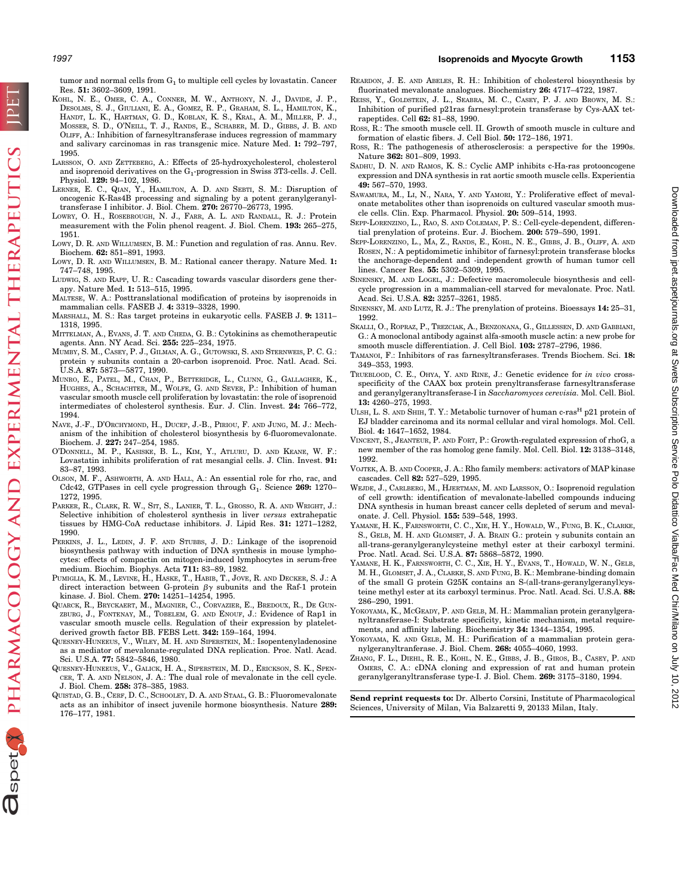tumor and normal cells from $G_1$ to multiple cell cycles by lovastatin. Cancer Res. **51:** 3602–3609, 1991.

KOHL, N. E., OMER, C. A., CONNER, M. W., ANTHONY, N. J., DAVIDE, J. P., DESOLMS, S. J., GIULIANI, E. A., GOMEZ, R. P., GRAHAM, S. L., HAMILTON, K., HANDT, L. K., HARTMAN, G. D., KOBLAN, K. S., KRAL, A. M., MILLER, P. J., MOSSER, S. D., O'NEILL, T. J., RANDS, E., SCHABER, M. D., GIBBS, J. B. AND OLIFF, A.: Inhibition of farnesyltransferase induces regression of mammary and salivary carcinomas in ras transgenic mice. Nature Med. **1:** 792–797, 1995.

LARSSON, O. AND ZETTEBERG, A.: Effects of 25-hydroxycholesterol, cholesterol and isoprenoid derivatives on the $G_1$-progression in Swiss 3T3-cells. J. Cell. Physiol. **129:** 94–102, 1986.

LERNER, E. C., QIAN, Y., HAMILTON, A. D. AND SEBTI, S. M.: Disruption of oncogenic K-Ras4B processing and signaling by a potent geranylgeranyltransferase I inhibitor. J. Biol. Chem. **270:** 26770–26773, 1995.

LOWRY, O. H., ROSEBROUGH, N. J., FARR, A. L. AND RANDALL, R. J.: Protein measurement with the Folin phenol reagent. J. Biol. Chem. **193:** 265–275, 1951.

LOWY, D. R. AND WILLUMSEN, B. M.: Function and regulation of ras. Annu. Rev. Biochem. **62:** 851–891, 1993.

LOWY, D. R. AND WILLUMSEN, B. M.: Rational cancer therapy. Nature Med. **1:** 747–748, 1995.

LUDWIG, S. AND RAPP, U. R.: Cascading towards vascular disorders gene therapy. Nature Med. **1:** 513–515, 1995.

MALTESE, W. A.: Posttranslational modification of proteins by isoprenoids in mammalian cells. FASEB J. **4:** 3319–3328, 1990.

MARSHALL, M. S.: Ras target proteins in eukaryotic cells. FASEB J. **9:** 1311–1318, 1995.

MITTELMAN, A., EVANS, J. T. AND CHEDA, G. B.: Cytokinins as chemotherapeutic agents. Ann. NY Acad. Sci. **255:** 225–234, 1975.

MUMBY, S. M., CASEY, P. J., GILMAN, A. G., GUTOWSKI, S. AND STERNWEIS, P. C. G.: protein γ subunits contain a 20-carbon isoprenoid. Proc. Natl. Acad. Sci. U.S.A. **87:** 5873—5877, 1990.

MUNRO, E., PATEL, M., CHAN, P., BETTERIDGE, L., CLUNN, G., GALLAGHER, K., HUGHES, A., SCHACHTER, M., WOLFE, G. AND SEVER, P.: Inhibition of human vascular smooth muscle cell proliferation by lovastatin: the role of isoprenoid intermediates of cholesterol synthesis. Eur. J. Clin. Invest. **24:** 766–772, 1994.

NAVE, J.-F., D'ORCHYMOND, H., DUCEP, J.-B., PIRIOU, F. AND JUNG, M. J.: Mechanism of the inhibition of cholesterol biosynthesis by 6-fluoromevalonate. Biochem. J. **227:** 247–254, 1985.

O'DONNELL, M. P., KASISKE, B. L., KIM, Y., ATLURU, D. AND KEANE, W. F.: Lovastatin inhibits proliferation of rat mesangial cells. J. Clin. Invest. **91:** 83–87, 1993.

OLSON, M. F., ASHWORTH, A. AND HALL, A.: An essential role for rho, rac, and Cdc42, GTPases in cell cycle progression through $G_1$. Science **269:** 1270–1272, 1995.

PARKER, R., CLARK, R. W., SIT, S., LANIER, T. L., GROSSO, R. A. AND WRIGHT, J.: Selective inhibition of cholesterol synthesis in liver *versus* extrahepatic tissues by HMG-CoA reductase inhibitors. J. Lipid Res. **31:** 1271–1282, 1990.

PERKINS, J. L., LEDIN, J. F. AND STUBBS, J. D.: Linkage of the isoprenoid biosynthesis pathway with induction of DNA synthesis in mouse lymphocytes: effects of compactin on mitogen-induced lymphocytes in serum-free medium. Biochim. Biophys. Acta **711:** 83–89, 1982.

PUMIGLIA, K. M., LEVINE, H., HASKE, T., HABIB, T., JOVE, R. AND DECKER, S. J.: A direct interaction between G-protein βγ subunits and the Raf-1 protein kinase. J. Biol. Chem. **270:** 14251–14254, 1995.

QUARCK, R., BRYCKAERT, M., MAGNIER, C., CORVAZIER, E., BREDOUX, R., DE GUNZBURG, J., FONTENAY, M., TOBELEM, G. AND ENOUF, J.: Evidence of Rap1 in vascular smooth muscle cells. Regulation of their expression by platelet-derived growth factor BB. FEBS Lett. **342:** 159–164, 1994.

QUESNEY-HUNEEUS, V., WILEY, M. H. AND SIPERSTEIN, M.: Isopentenyladenosine as a mediator of mevalonate-regulated DNA replication. Proc. Natl. Acad. Sci. U.S.A. **77:** 5842–5846, 1980.

QUESNEY-HUNEEUS, V., GALICK, H. A., SIPERSTEIN, M. D., ERICKSON, S. K., SPENCER, T. A. AND NELSON, J. A.: The dual role of mevalonate in the cell cycle. J. Biol. Chem. **258:** 378–385, 1983.

QUISTAD, G. B., CERF, D. C., SCHOOLEY, D. A. AND STAAL, G. B.: Fluoromevalonate acts as an inhibitor of insect juvenile hormone biosynthesis. Nature **289:** 176–177, 1981.

REARDON, J. E. AND ABELES, R. H.: Inhibition of cholesterol biosynthesis by fluorinated mevalonate analogues. Biochemistry **26:** 4717–4722, 1987.

REISS, Y., GOLDSTEIN, J. L., SEABRA, M. C., CASEY, P. J. AND BROWN, M. S.: Inhibition of purified p21ras farnesyl:protein transferase by Cys-AAX tetrapeptides. Cell **62:** 81–88, 1990.

ROSS, R.: The smooth muscle cell. II. Growth of smooth muscle in culture and formation of elastic fibers. J. Cell Biol. **50:** 172–186, 1971.

ROSS, R.: The pathogenesis of atherosclerosis: a perspective for the 1990s. Nature **362:** 801–809, 1993.

SADHU, D. N. AND RAMOS, K. S.: Cyclic AMP inhibits c-Ha-ras protooncogene expression and DNA synthesis in rat aortic smooth muscle cells. Experientia **49:** 567–570, 1993.

SAWAMURA, M., LI, N., NARA, Y. AND YAMORI, Y.: Proliferative effect of mevalonate metabolites other than isoprenoids on cultured vascular smooth muscle cells. Clin. Exp. Pharmacol. Physiol. **20:** 509–514, 1993.

SEPP-LORENZINO, L., RAO, S. AND COLEMAN, P. S.: Cell-cycle-dependent, differential prenylation of proteins. Eur. J. Biochem. **200:** 579–590, 1991.

SEPP-LORENZINO, L., MA, Z., RANDS, E., KOHL, N. E., GIBBS, J. B., OLIFF, A. AND ROSEN, N.: A peptidomimetic inhibitor of farnesyl:protein transferase blocks the anchorage-dependent and -independent growth of human tumor cell lines. Cancer Res. **55:** 5302–5309, 1995.

SINENSKY, M. AND LOGEL, J.: Defective macromolecule biosynthesis and cell-cycle progression in a mammalian-cell starved for mevalonate. Proc. Natl. Acad. Sci. U.S.A. **82:** 3257–3261, 1985.

SINENSKY, M. AND LUTZ, R. J.: The prenylation of proteins. Bioessays **14:** 25–31, 1992.

SKALLI, O., ROPRAZ, P., TREZCIAK, A., BENZONANA, G., GILLESSEN, D. AND GABBIANI, G.: A monoclonal antibody against alfa-smooth muscle actin: a new probe for smooth muscle differentiation. J. Cell Biol. **103:** 2787–2796, 1986.

TAMANOI, F.: Inhibitors of ras farnesyltransferases. Trends Biochem. Sci. **18:** 349–353, 1993.

TRUEBLOOD, C. E., OHYA, Y. AND RINE, J.: Genetic evidence for *in vivo* cross-specificity of the CAAX box protein prenyltransferase farnesyltransferase and geranylgeranyltransferase-I in *Saccharomyces cerevisia*. Mol. Cell. Biol. **13:** 4260–275, 1993.

ULSH, L. S. AND SHIH, T. Y.: Metabolic turnover of human c-ras$^H$ p21 protein of EJ bladder carcinoma and its normal cellular and viral homologs. Mol. Cell. Biol. **4:** 1647–1652, 1984.

VINCENT, S., JEANTEUR, P. AND FORT, P.: Growth-regulated expression of rhoG, a new member of the ras homolog gene family. Mol. Cell. Biol. **12:** 3138–3148, 1992.

VOJTEK, A. B. AND COOPER, J. A.: Rho family members: activators of MAP kinase cascades. Cell **82:** 527–529, 1995.

WEJDE, J., CARLBERG, M., HJERTMAN, M. AND LARSSON, O.: Isoprenoid regulation of cell growth: identification of mevalonate-labelled compounds inducing DNA synthesis in human breast cancer cells depleted of serum and mevalonate. J. Cell. Physiol. **155:** 539–548, 1993.

YAMANE, H. K., FARNSWORTH, C. C., XIE, H. Y., HOWALD, W., FUNG, B. K., CLARKE, S., GELB, M. H. AND GLOMSET, J. A. BRAIN G.: protein γ subunits contain an all-trans-geranylgeranylcysteine methyl ester at their carboxyl termini. Proc. Natl. Acad. Sci. U.S.A. **87:** 5868–5872, 1990.

YAMANE, H. K., FARNSWORTH, C. C., XIE, H. Y., EVANS, T., HOWALD, W. N., GELB, M. H., GLOMSET, J. A., CLARKE, S. AND FUNG, B. K.: Membrane-binding domain of the small G protein G25K contains an S-(all-trans-geranylgeranyl)cysteine methyl ester at its carboxyl terminus. Proc. Natl. Acad. Sci. U.S.A. **88:** 286–290, 1991.

YOKOYAMA, K., MCGEADY, P. AND GELB, M. H.: Mammalian protein geranylgeranyltransferase-I: Substrate specificity, kinetic mechanism, metal requirements, and affinity labeling. Biochemistry **34:** 1344–1354, 1995.

YOKOYAMA, K. AND GELB, M. H.: Purification of a mammalian protein geranylgeranyltranferase. J. Biol. Chem. **268:** 4055–4060, 1993.

ZHANG, F. L., DIEHL, R. E., KOHL, N. E., GIBBS, J. B., GIROS, B., CASEY, P. AND OMERS, C. A.: cDNA cloning and expression of rat and human protein geranylgeranyltransferase type-I. J. Biol. Chem. **269:** 3175–3180, 1994.

**Send reprint requests to:** Dr. Alberto Corsini, Institute of Pharmacological Sciences, University of Milan, Via Balzaretti 9, 20133 Milan, Italy.